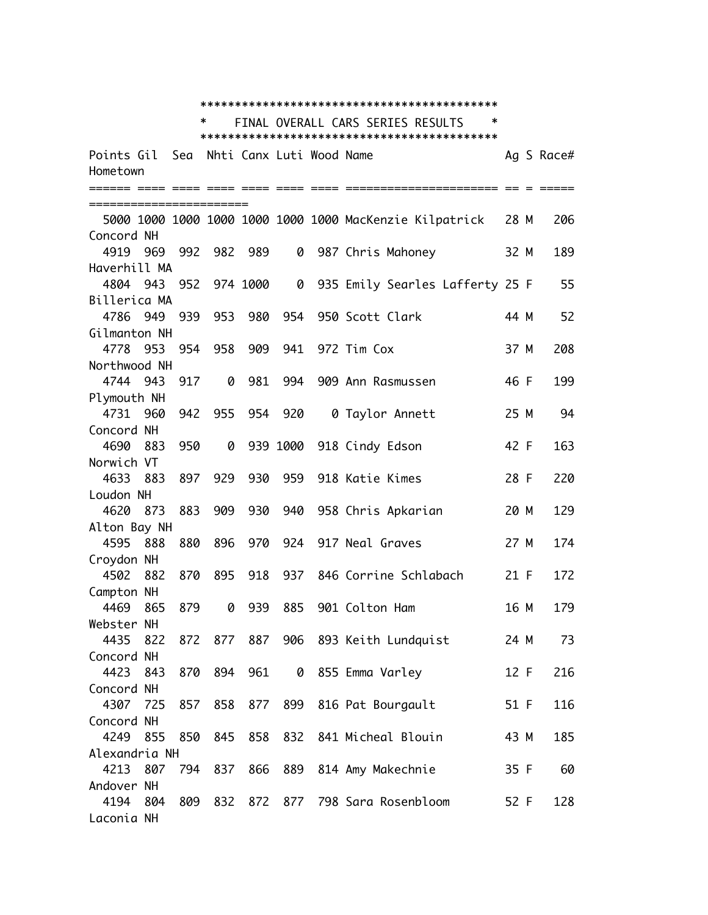# FINAL OVERALL CARS SERIES RESULTS

| Points | Gil | Sea | Nhti | Canx | Luti | Wood | Name | Ag | S | Race# | Hometown |
|---|---|---|---|---|---|---|---|---|---|---|---|
| 5000 | 1000 | 1000 | 1000 | 1000 | 1000 | 1000 | MacKenzie Kilpatrick | 28 | M | 206 | Concord NH |
| 4919 | 969 | 992 | 982 | 989 | 0 | 987 | Chris Mahoney | 32 | M | 189 | Haverhill MA |
| 4804 | 943 | 952 | 974 | 1000 | 0 | 935 | Emily Searles Lafferty | 25 | F | 55 | Billerica MA |
| 4786 | 949 | 939 | 953 | 980 | 954 | 950 | Scott Clark | 44 | M | 52 | Gilmanton NH |
| 4778 | 953 | 954 | 958 | 909 | 941 | 972 | Tim Cox | 37 | M | 208 | Northwood NH |
| 4744 | 943 | 917 | 0 | 981 | 994 | 909 | Ann Rasmussen | 46 | F | 199 | Plymouth NH |
| 4731 | 960 | 942 | 955 | 954 | 920 | 0 | Taylor Annett | 25 | M | 94 | Concord NH |
| 4690 | 883 | 950 | 0 | 939 | 1000 | 918 | Cindy Edson | 42 | F | 163 | Norwich VT |
| 4633 | 883 | 897 | 929 | 930 | 959 | 918 | Katie Kimes | 28 | F | 220 | Loudon NH |
| 4620 | 873 | 883 | 909 | 930 | 940 | 958 | Chris Apkarian | 20 | M | 129 | Alton Bay NH |
| 4595 | 888 | 880 | 896 | 970 | 924 | 917 | Neal Graves | 27 | M | 174 | Croydon NH |
| 4502 | 882 | 870 | 895 | 918 | 937 | 846 | Corrine Schlabach | 21 | F | 172 | Campton NH |
| 4469 | 865 | 879 | 0 | 939 | 885 | 901 | Colton Ham | 16 | M | 179 | Webster NH |
| 4435 | 822 | 872 | 877 | 887 | 906 | 893 | Keith Lundquist | 24 | M | 73 | Concord NH |
| 4423 | 843 | 870 | 894 | 961 | 0 | 855 | Emma Varley | 12 | F | 216 | Concord NH |
| 4307 | 725 | 857 | 858 | 877 | 899 | 816 | Pat Bourgault | 51 | F | 116 | Concord NH |
| 4249 | 855 | 850 | 845 | 858 | 832 | 841 | Micheal Blouin | 43 | M | 185 | Alexandria NH |
| 4213 | 807 | 794 | 837 | 866 | 889 | 814 | Amy Makechnie | 35 | F | 60 | Andover NH |
| 4194 | 804 | 809 | 832 | 872 | 877 | 798 | Sara Rosenbloom | 52 | F | 128 | Laconia NH |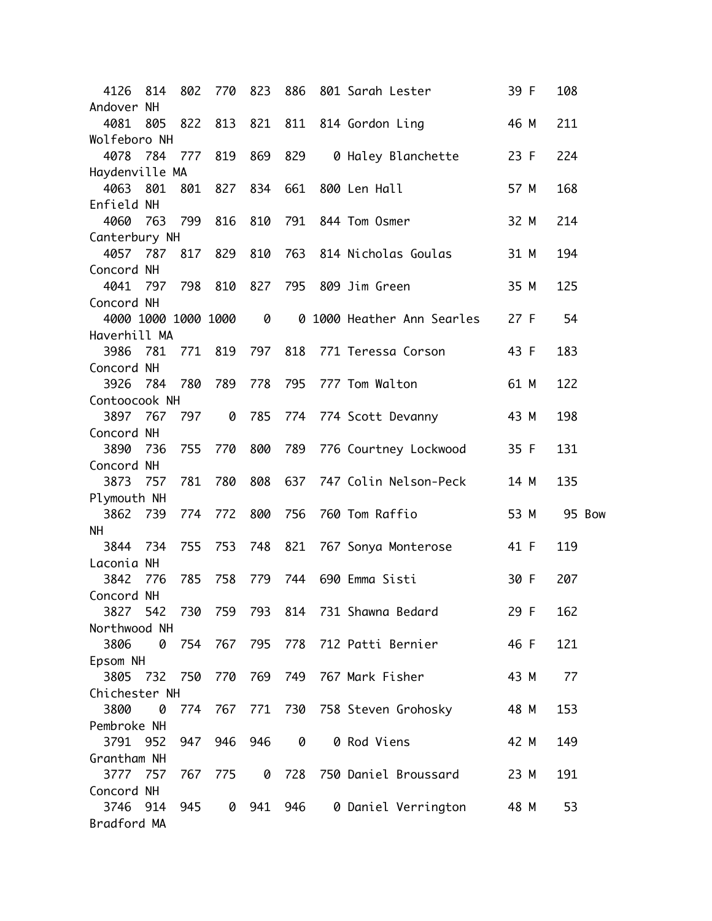```
  4126  814  802  770  823  886  801 Sarah Lester           39 F   108
Andover NH
  4081  805  822  813  821  811  814 Gordon Ling            46 M   211
Wolfeboro NH
  4078  784  777  819  869  829    0 Haley Blanchette       23 F   224
Haydenville MA
  4063  801  801  827  834  661  800 Len Hall               57 M   168
Enfield NH
  4060  763  799  816  810  791  844 Tom Osmer              32 M   214
Canterbury NH
  4057  787  817  829  810  763  814 Nicholas Goulas        31 M   194
Concord NH
  4041  797  798  810  827  795  809 Jim Green              35 M   125
Concord NH
  4000 1000 1000 1000    0    0 1000 Heather Ann Searles    27 F    54
Haverhill MA
  3986  781  771  819  797  818  771 Teressa Corson         43 F   183
Concord NH
  3926  784  780  789  778  795  777 Tom Walton             61 M   122
Contoocook NH
  3897  767  797    0  785  774  774 Scott Devanny          43 M   198
Concord NH
  3890  736  755  770  800  789  776 Courtney Lockwood      35 F   131
Concord NH
  3873  757  781  780  808  637  747 Colin Nelson-Peck      14 M   135
Plymouth NH
  3862  739  774  772  800  756  760 Tom Raffio             53 M    95 Bow
NH
  3844  734  755  753  748  821  767 Sonya Monterose        41 F   119
Laconia NH
  3842  776  785  758  779  744  690 Emma Sisti             30 F   207
Concord NH
  3827  542  730  759  793  814  731 Shawna Bedard          29 F   162
Northwood NH
  3806    0  754  767  795  778  712 Patti Bernier          46 F   121
Epsom NH
  3805  732  750  770  769  749  767 Mark Fisher            43 M    77
Chichester NH
  3800    0  774  767  771  730  758 Steven Grohosky        48 M   153
Pembroke NH
  3791  952  947  946  946    0    0 Rod Viens              42 M   149
Grantham NH
  3777  757  767  775    0  728  750 Daniel Broussard       23 M   191
Concord NH
  3746  914  945    0  941  946    0 Daniel Verrington      48 M    53
Bradford MA
```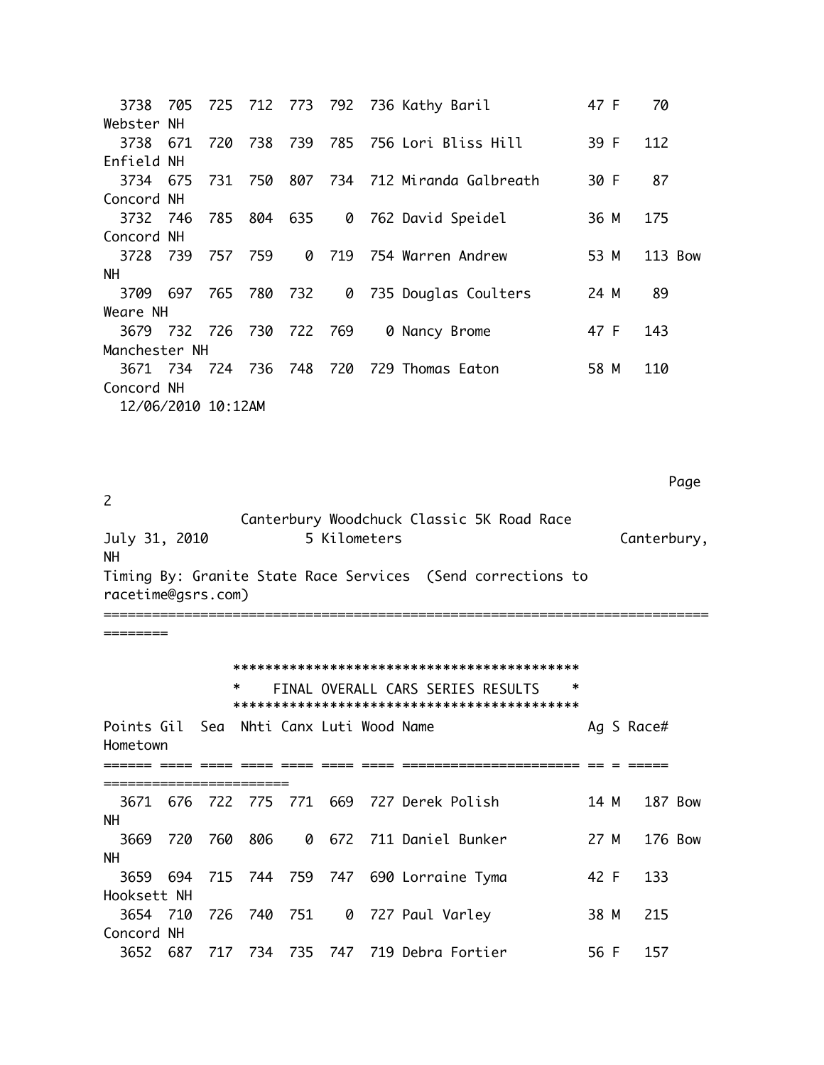| Points | Gil | Sea | Nhti | Canx | Luti | Wood | Name | Ag | S | Race# | Hometown |
|---|---|---|---|---|---|---|---|---|---|---|---|
| 3738 | 705 | 725 | 712 | 773 | 792 | 736 | Kathy Baril | 47 | F | 70 | Webster NH |
| 3738 | 671 | 720 | 738 | 739 | 785 | 756 | Lori Bliss Hill | 39 | F | 112 | Enfield NH |
| 3734 | 675 | 731 | 750 | 807 | 734 | 712 | Miranda Galbreath | 30 | F | 87 | Concord NH |
| 3732 | 746 | 785 | 804 | 635 | 0 | 762 | David Speidel | 36 | M | 175 | Concord NH |
| 3728 | 739 | 757 | 759 | 0 | 719 | 754 | Warren Andrew | 53 | M | 113 | Bow NH |
| 3709 | 697 | 765 | 780 | 732 | 0 | 735 | Douglas Coulters | 24 | M | 89 | Weare NH |
| 3679 | 732 | 726 | 730 | 722 | 769 | 0 | Nancy Brome | 47 | F | 143 | Manchester NH |
| 3671 | 734 | 724 | 736 | 748 | 720 | 729 | Thomas Eaton | 58 | M | 110 | Concord NH |

12/06/2010 10:12AM

Canterbury Woodchuck Classic 5K Road Race

July 31, 2010 5 Kilometers Canterbury, NH

Timing By: Granite State Race Services (Send corrections to racetime@gsrs.com)

## FINAL OVERALL CARS SERIES RESULTS

| Points | Gil | Sea | Nhti | Canx | Luti | Wood | Name | Ag | S | Race# | Hometown |
|---|---|---|---|---|---|---|---|---|---|---|---|
| 3671 | 676 | 722 | 775 | 771 | 669 | 727 | Derek Polish | 14 | M | 187 | Bow NH |
| 3669 | 720 | 760 | 806 | 0 | 672 | 711 | Daniel Bunker | 27 | M | 176 | Bow NH |
| 3659 | 694 | 715 | 744 | 759 | 747 | 690 | Lorraine Tyma | 42 | F | 133 | Hooksett NH |
| 3654 | 710 | 726 | 740 | 751 | 0 | 727 | Paul Varley | 38 | M | 215 | Concord NH |
| 3652 | 687 | 717 | 734 | 735 | 747 | 719 | Debra Fortier | 56 | F | 157 | |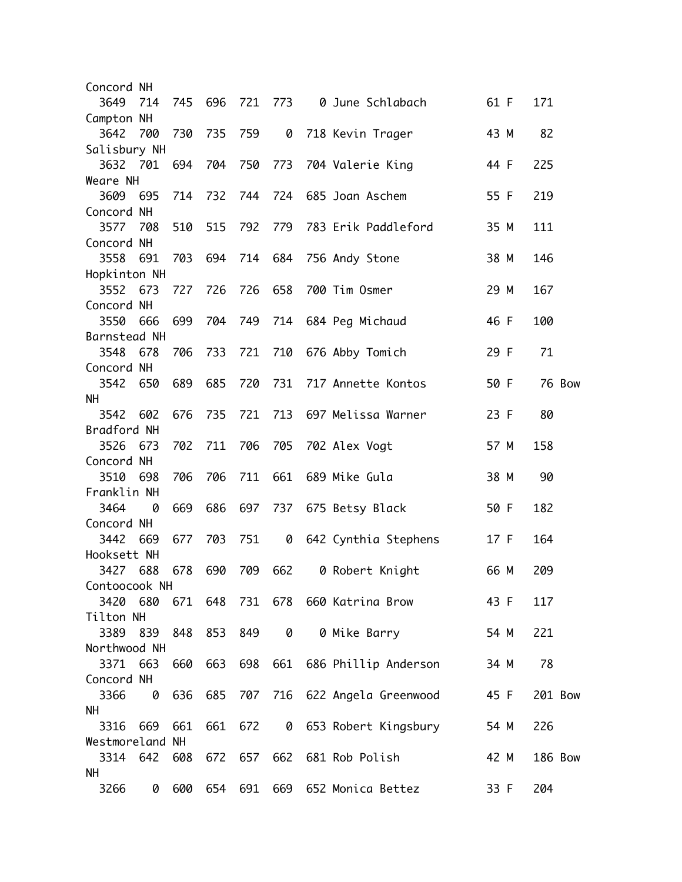```
Concord NH
  3649  714  745  696  721  773    0 June Schlabach         61 F    171
Campton NH
  3642  700  730  735  759    0  718 Kevin Trager           43 M     82
Salisbury NH
  3632  701  694  704  750  773  704 Valerie King           44 F    225
Weare NH
  3609  695  714  732  744  724  685 Joan Aschem            55 F    219
Concord NH
  3577  708  510  515  792  779  783 Erik Paddleford        35 M    111
Concord NH
  3558  691  703  694  714  684  756 Andy Stone             38 M    146
Hopkinton NH
  3552  673  727  726  726  658  700 Tim Osmer              29 M    167
Concord NH
  3550  666  699  704  749  714  684 Peg Michaud            46 F    100
Barnstead NH
  3548  678  706  733  721  710  676 Abby Tomich            29 F     71
Concord NH
  3542  650  689  685  720  731  717 Annette Kontos         50 F     76 Bow
NH
  3542  602  676  735  721  713  697 Melissa Warner         23 F     80
Bradford NH
  3526  673  702  711  706  705  702 Alex Vogt              57 M    158
Concord NH
  3510  698  706  706  711  661  689 Mike Gula              38 M     90
Franklin NH
  3464    0  669  686  697  737  675 Betsy Black            50 F    182
Concord NH
  3442  669  677  703  751    0  642 Cynthia Stephens       17 F    164
Hooksett NH
  3427  688  678  690  709  662    0 Robert Knight          66 M    209
Contoocook NH
  3420  680  671  648  731  678  660 Katrina Brow           43 F    117
Tilton NH
  3389  839  848  853  849    0    0 Mike Barry             54 M    221
Northwood NH
  3371  663  660  663  698  661  686 Phillip Anderson       34 M     78
Concord NH
  3366    0  636  685  707  716  622 Angela Greenwood       45 F    201 Bow
NH
  3316  669  661  661  672    0  653 Robert Kingsbury       54 M    226
Westmoreland NH
  3314  642  608  672  657  662  681 Rob Polish             42 M    186 Bow
NH
  3266    0  600  654  691  669  652 Monica Bettez          33 F    204
```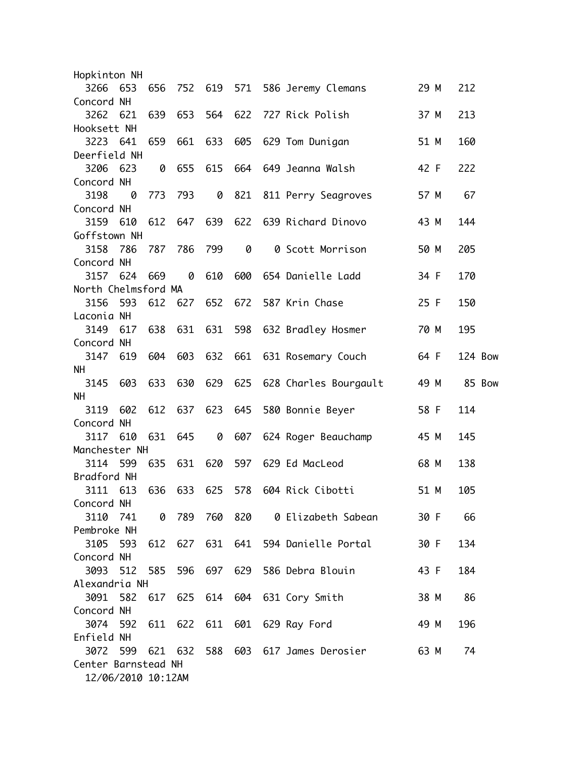```
Hopkinton NH
  3266  653  656  752  619  571  586 Jeremy Clemans        29 M   212
Concord NH
  3262  621  639  653  564  622  727 Rick Polish           37 M   213
Hooksett NH
  3223  641  659  661  633  605  629 Tom Dunigan           51 M   160
Deerfield NH
  3206  623    0  655  615  664  649 Jeanna Walsh          42 F   222
Concord NH
  3198    0  773  793    0  821  811 Perry Seagroves       57 M    67
Concord NH
  3159  610  612  647  639  622  639 Richard Dinovo        43 M   144
Goffstown NH
  3158  786  787  786  799    0    0 Scott Morrison        50 M   205
Concord NH
  3157  624  669    0  610  600  654 Danielle Ladd         34 F   170
North Chelmsford MA
  3156  593  612  627  652  672  587 Krin Chase            25 F   150
Laconia NH
  3149  617  638  631  631  598  632 Bradley Hosmer        70 M   195
Concord NH
  3147  619  604  603  632  661  631 Rosemary Couch        64 F   124 Bow
NH
  3145  603  633  630  629  625  628 Charles Bourgault     49 M    85 Bow
NH
  3119  602  612  637  623  645  580 Bonnie Beyer          58 F   114
Concord NH
  3117  610  631  645    0  607  624 Roger Beauchamp       45 M   145
Manchester NH
  3114  599  635  631  620  597  629 Ed MacLeod            68 M   138
Bradford NH
  3111  613  636  633  625  578  604 Rick Cibotti          51 M   105
Concord NH
  3110  741    0  789  760  820    0 Elizabeth Sabean      30 F    66
Pembroke NH
  3105  593  612  627  631  641  594 Danielle Portal       30 F   134
Concord NH
  3093  512  585  596  697  629  586 Debra Blouin          43 F   184
Alexandria NH
  3091  582  617  625  614  604  631 Cory Smith            38 M    86
Concord NH
  3074  592  611  622  611  601  629 Ray Ford              49 M   196
Enfield NH
  3072  599  621  632  588  603  617 James Derosier        63 M    74
Center Barnstead NH
```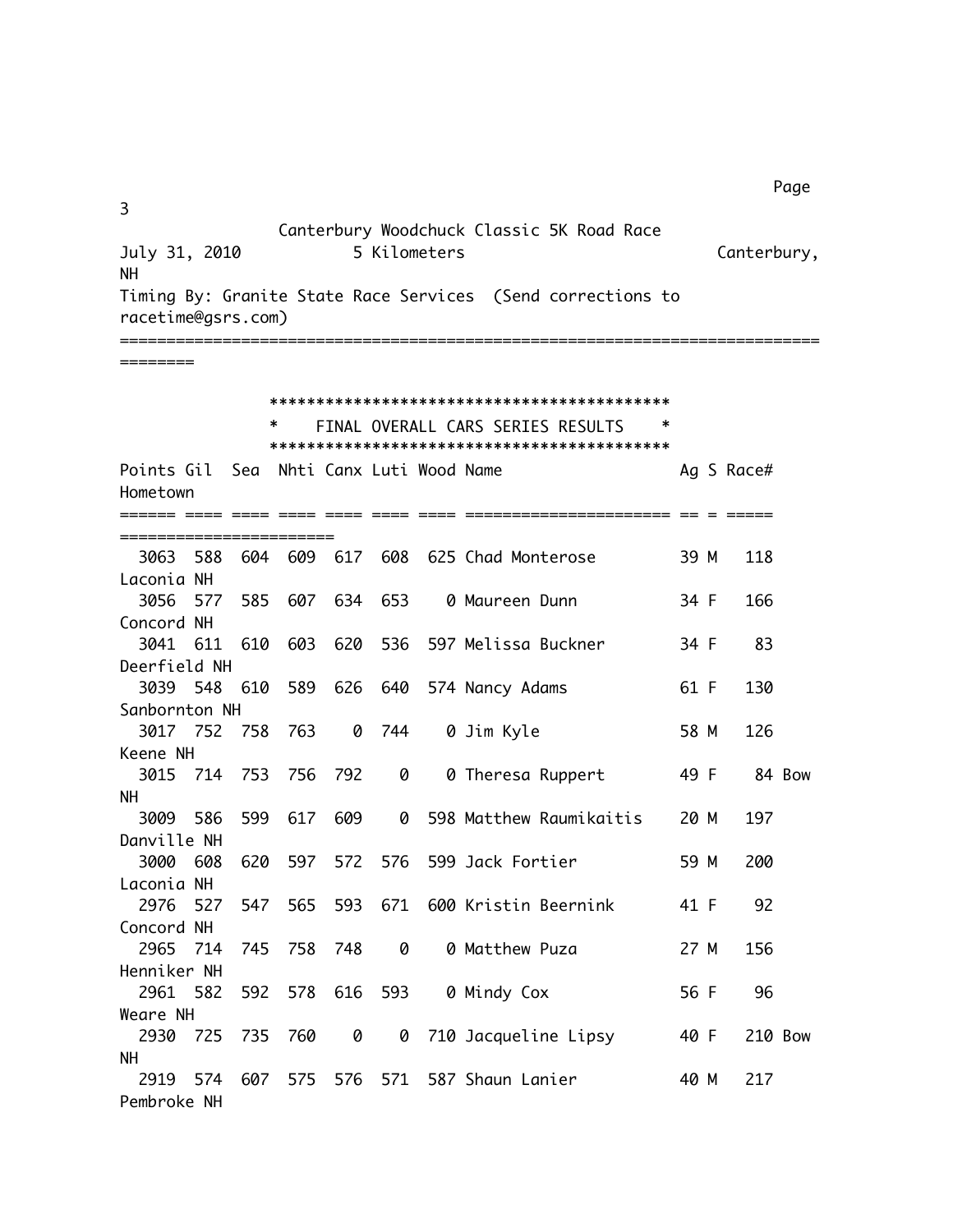Canterbury Woodchuck Classic 5K Road Race

July 31, 2010 5 Kilometers Canterbury, NH

Timing By: Granite State Race Services (Send corrections to racetime@gsrs.com)

# FINAL OVERALL CARS SERIES RESULTS

| Points | Gil | Sea | Nhti | Canx | Luti | Wood | Name | Ag | S | Race# | Hometown |
|---|---|---|---|---|---|---|---|---|---|---|---|
| 3063 | 588 | 604 | 609 | 617 | 608 | 625 | Chad Monterose | 39 | M | 118 | Laconia NH |
| 3056 | 577 | 585 | 607 | 634 | 653 | 0 | Maureen Dunn | 34 | F | 166 | Concord NH |
| 3041 | 611 | 610 | 603 | 620 | 536 | 597 | Melissa Buckner | 34 | F | 83 | Deerfield NH |
| 3039 | 548 | 610 | 589 | 626 | 640 | 574 | Nancy Adams | 61 | F | 130 | Sanbornton NH |
| 3017 | 752 | 758 | 763 | 0 | 744 | 0 | Jim Kyle | 58 | M | 126 | Keene NH |
| 3015 | 714 | 753 | 756 | 792 | 0 | 0 | Theresa Ruppert | 49 | F | 84 | Bow NH |
| 3009 | 586 | 599 | 617 | 609 | 0 | 598 | Matthew Raumikaitis | 20 | M | 197 | Danville NH |
| 3000 | 608 | 620 | 597 | 572 | 576 | 599 | Jack Fortier | 59 | M | 200 | Laconia NH |
| 2976 | 527 | 547 | 565 | 593 | 671 | 600 | Kristin Beernink | 41 | F | 92 | Concord NH |
| 2965 | 714 | 745 | 758 | 748 | 0 | 0 | Matthew Puza | 27 | M | 156 | Henniker NH |
| 2961 | 582 | 592 | 578 | 616 | 593 | 0 | Mindy Cox | 56 | F | 96 | Weare NH |
| 2930 | 725 | 735 | 760 | 0 | 0 | 710 | Jacqueline Lipsy | 40 | F | 210 | Bow NH |
| 2919 | 574 | 607 | 575 | 576 | 571 | 587 | Shaun Lanier | 40 | M | 217 | Pembroke NH |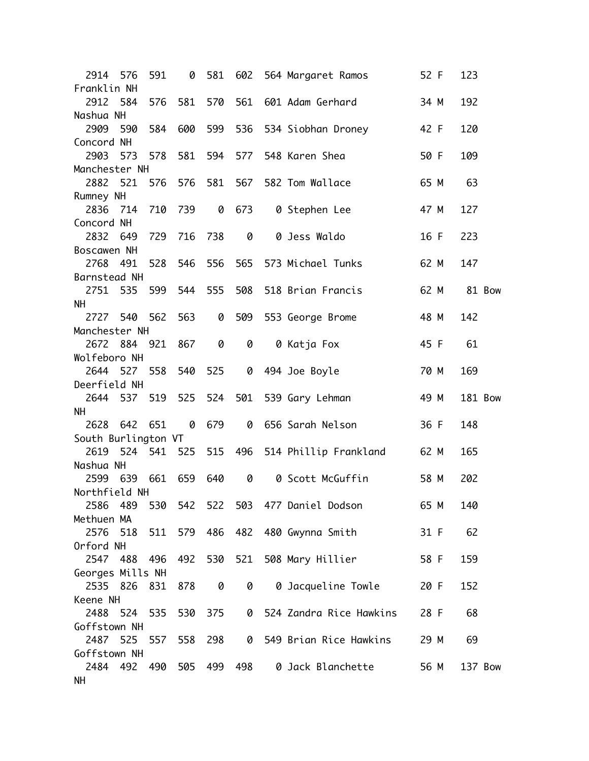| | | | | | | | | | | | |
|---|---|---|---|---|---|---|---|---|---|---|---|
| 2914 | 576 | 591 | 0 | 581 | 602 | 564 | Margaret Ramos | 52 | F | 123 | Franklin NH |
| 2912 | 584 | 576 | 581 | 570 | 561 | 601 | Adam Gerhard | 34 | M | 192 | Nashua NH |
| 2909 | 590 | 584 | 600 | 599 | 536 | 534 | Siobhan Droney | 42 | F | 120 | Concord NH |
| 2903 | 573 | 578 | 581 | 594 | 577 | 548 | Karen Shea | 50 | F | 109 | Manchester NH |
| 2882 | 521 | 576 | 576 | 581 | 567 | 582 | Tom Wallace | 65 | M | 63 | Rumney NH |
| 2836 | 714 | 710 | 739 | 0 | 673 | 0 | Stephen Lee | 47 | M | 127 | Concord NH |
| 2832 | 649 | 729 | 716 | 738 | 0 | 0 | Jess Waldo | 16 | F | 223 | Boscawen NH |
| 2768 | 491 | 528 | 546 | 556 | 565 | 573 | Michael Tunks | 62 | M | 147 | Barnstead NH |
| 2751 | 535 | 599 | 544 | 555 | 508 | 518 | Brian Francis | 62 | M | 81 | Bow NH |
| 2727 | 540 | 562 | 563 | 0 | 509 | 553 | George Brome | 48 | M | 142 | Manchester NH |
| 2672 | 884 | 921 | 867 | 0 | 0 | 0 | Katja Fox | 45 | F | 61 | Wolfeboro NH |
| 2644 | 527 | 558 | 540 | 525 | 0 | 494 | Joe Boyle | 70 | M | 169 | Deerfield NH |
| 2644 | 537 | 519 | 525 | 524 | 501 | 539 | Gary Lehman | 49 | M | 181 | Bow NH |
| 2628 | 642 | 651 | 0 | 679 | 0 | 656 | Sarah Nelson | 36 | F | 148 | South Burlington VT |
| 2619 | 524 | 541 | 525 | 515 | 496 | 514 | Phillip Frankland | 62 | M | 165 | Nashua NH |
| 2599 | 639 | 661 | 659 | 640 | 0 | 0 | Scott McGuffin | 58 | M | 202 | Northfield NH |
| 2586 | 489 | 530 | 542 | 522 | 503 | 477 | Daniel Dodson | 65 | M | 140 | Methuen MA |
| 2576 | 518 | 511 | 579 | 486 | 482 | 480 | Gwynna Smith | 31 | F | 62 | Orford NH |
| 2547 | 488 | 496 | 492 | 530 | 521 | 508 | Mary Hillier | 58 | F | 159 | Georges Mills NH |
| 2535 | 826 | 831 | 878 | 0 | 0 | 0 | Jacqueline Towle | 20 | F | 152 | Keene NH |
| 2488 | 524 | 535 | 530 | 375 | 0 | 524 | Zandra Rice Hawkins | 28 | F | 68 | Goffstown NH |
| 2487 | 525 | 557 | 558 | 298 | 0 | 549 | Brian Rice Hawkins | 29 | M | 69 | Goffstown NH |
| 2484 | 492 | 490 | 505 | 499 | 498 | 0 | Jack Blanchette | 56 | M | 137 | Bow NH |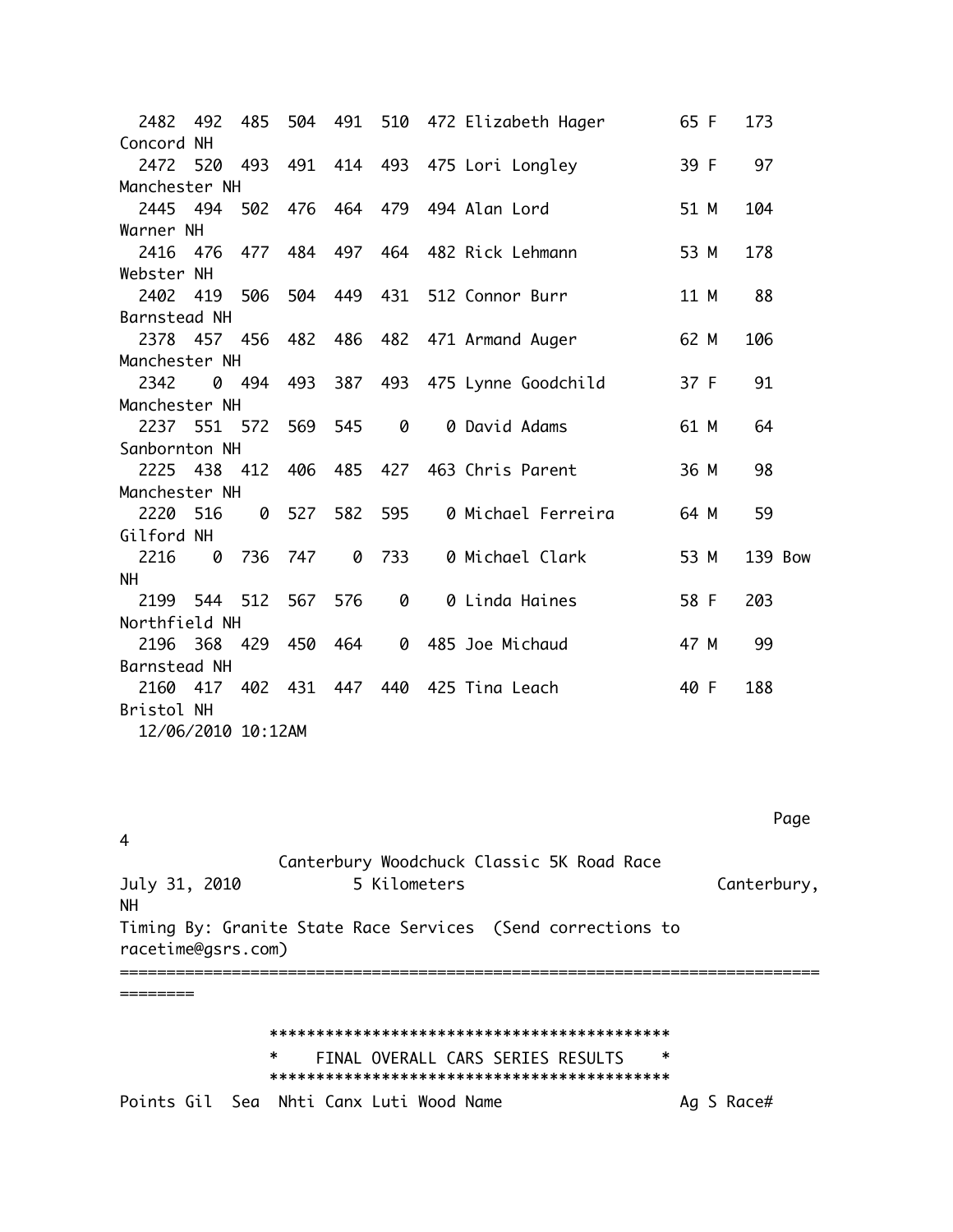| Points | Gil | Sea | Nhti | Canx | Luti | Wood | Name | Ag | S | Race# | City |
|---|---|---|---|---|---|---|---|---|---|---|---|
| 2482 | 492 | 485 | 504 | 491 | 510 | 472 | Elizabeth Hager | 65 | F | 173 | Concord NH |
| 2472 | 520 | 493 | 491 | 414 | 493 | 475 | Lori Longley | 39 | F | 97 | Manchester NH |
| 2445 | 494 | 502 | 476 | 464 | 479 | 494 | Alan Lord | 51 | M | 104 | Warner NH |
| 2416 | 476 | 477 | 484 | 497 | 464 | 482 | Rick Lehmann | 53 | M | 178 | Webster NH |
| 2402 | 419 | 506 | 504 | 449 | 431 | 512 | Connor Burr | 11 | M | 88 | Barnstead NH |
| 2378 | 457 | 456 | 482 | 486 | 482 | 471 | Armand Auger | 62 | M | 106 | Manchester NH |
| 2342 | 0 | 494 | 493 | 387 | 493 | 475 | Lynne Goodchild | 37 | F | 91 | Manchester NH |
| 2237 | 551 | 572 | 569 | 545 | 0 | 0 | David Adams | 61 | M | 64 | Sanbornton NH |
| 2225 | 438 | 412 | 406 | 485 | 427 | 463 | Chris Parent | 36 | M | 98 | Manchester NH |
| 2220 | 516 | 0 | 527 | 582 | 595 | 0 | Michael Ferreira | 64 | M | 59 | Gilford NH |
| 2216 | 0 | 736 | 747 | 0 | 733 | 0 | Michael Clark | 53 | M | 139 | Bow NH |
| 2199 | 544 | 512 | 567 | 576 | 0 | 0 | Linda Haines | 58 | F | 203 | Northfield NH |
| 2196 | 368 | 429 | 450 | 464 | 0 | 485 | Joe Michaud | 47 | M | 99 | Barnstead NH |
| 2160 | 417 | 402 | 431 | 447 | 440 | 425 | Tina Leach | 40 | F | 188 | Bristol NH |

12/06/2010 10:12AM

Page 4

Canterbury Woodchuck Classic 5K Road Race

July 31, 2010 — 5 Kilometers — Canterbury, NH

Timing By: Granite State Race Services (Send corrections to racetime@gsrs.com)

================================================================================

```
*******************************************
*    FINAL OVERALL CARS SERIES RESULTS    *
*******************************************
```

| Points | Gil | Sea | Nhti | Canx | Luti | Wood | Name | Ag | S | Race# |
|---|---|---|---|---|---|---|---|---|---|---|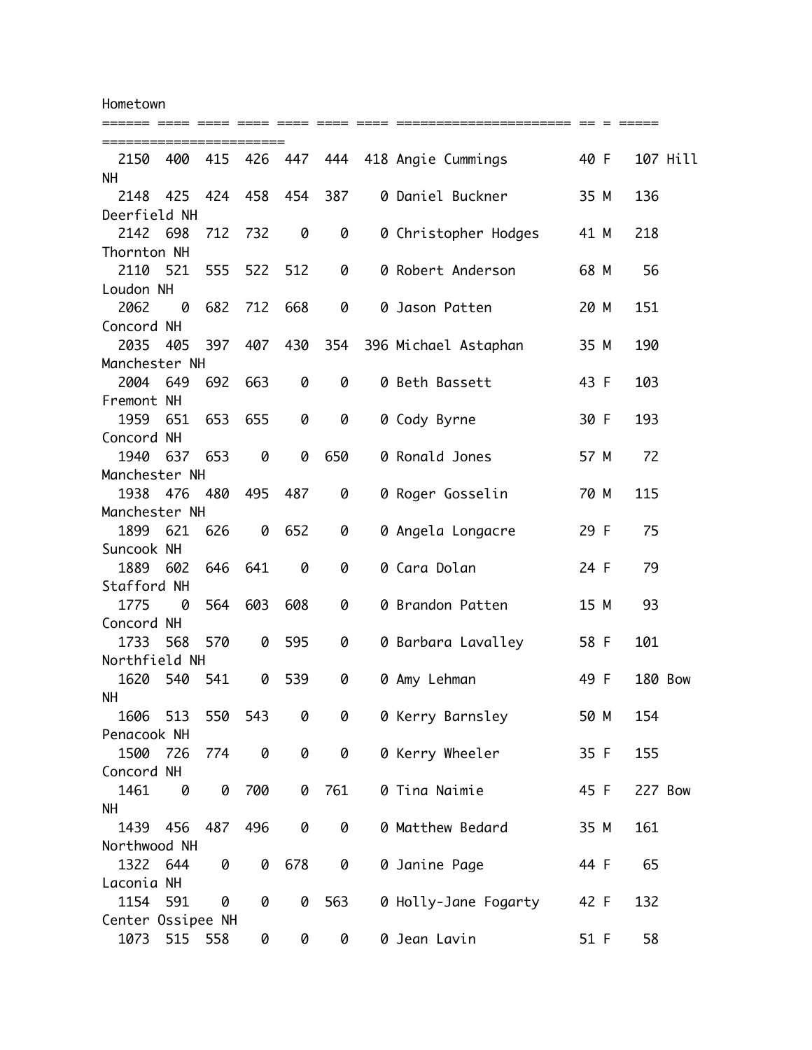```
Hometown
====== ==== ==== ==== ==== ==== ==== ===================== == = =====
=======================
  2150  400  415  426  447  444  418 Angie Cummings        40 F   107 Hill NH
  2148  425  424  458  454  387    0 Daniel Buckner        35 M   136 Deerfield NH
  2142  698  712  732    0    0    0 Christopher Hodges    41 M   218 Thornton NH
  2110  521  555  522  512    0    0 Robert Anderson       68 M    56 Loudon NH
  2062    0  682  712  668    0    0 Jason Patten          20 M   151 Concord NH
  2035  405  397  407  430  354  396 Michael Astaphan      35 M   190 Manchester NH
  2004  649  692  663    0    0    0 Beth Bassett          43 F   103 Fremont NH
  1959  651  653  655    0    0    0 Cody Byrne            30 F   193 Concord NH
  1940  637  653    0    0  650    0 Ronald Jones          57 M    72 Manchester NH
  1938  476  480  495  487    0    0 Roger Gosselin        70 M   115 Manchester NH
  1899  621  626    0  652    0    0 Angela Longacre       29 F    75 Suncook NH
  1889  602  646  641    0    0    0 Cara Dolan            24 F    79 Stafford NH
  1775    0  564  603  608    0    0 Brandon Patten        15 M    93 Concord NH
  1733  568  570    0  595    0    0 Barbara Lavalley      58 F   101 Northfield NH
  1620  540  541    0  539    0    0 Amy Lehman            49 F   180 Bow NH
  1606  513  550  543    0    0    0 Kerry Barnsley        50 M   154 Penacook NH
  1500  726  774    0    0    0    0 Kerry Wheeler         35 F   155 Concord NH
  1461    0    0  700    0  761    0 Tina Naimie           45 F   227 Bow NH
  1439  456  487  496    0    0    0 Matthew Bedard        35 M   161 Northwood NH
  1322  644    0    0  678    0    0 Janine Page           44 F    65 Laconia NH
  1154  591    0    0    0  563    0 Holly-Jane Fogarty    42 F   132 Center Ossipee NH
  1073  515  558    0    0    0    0 Jean Lavin            51 F    58
```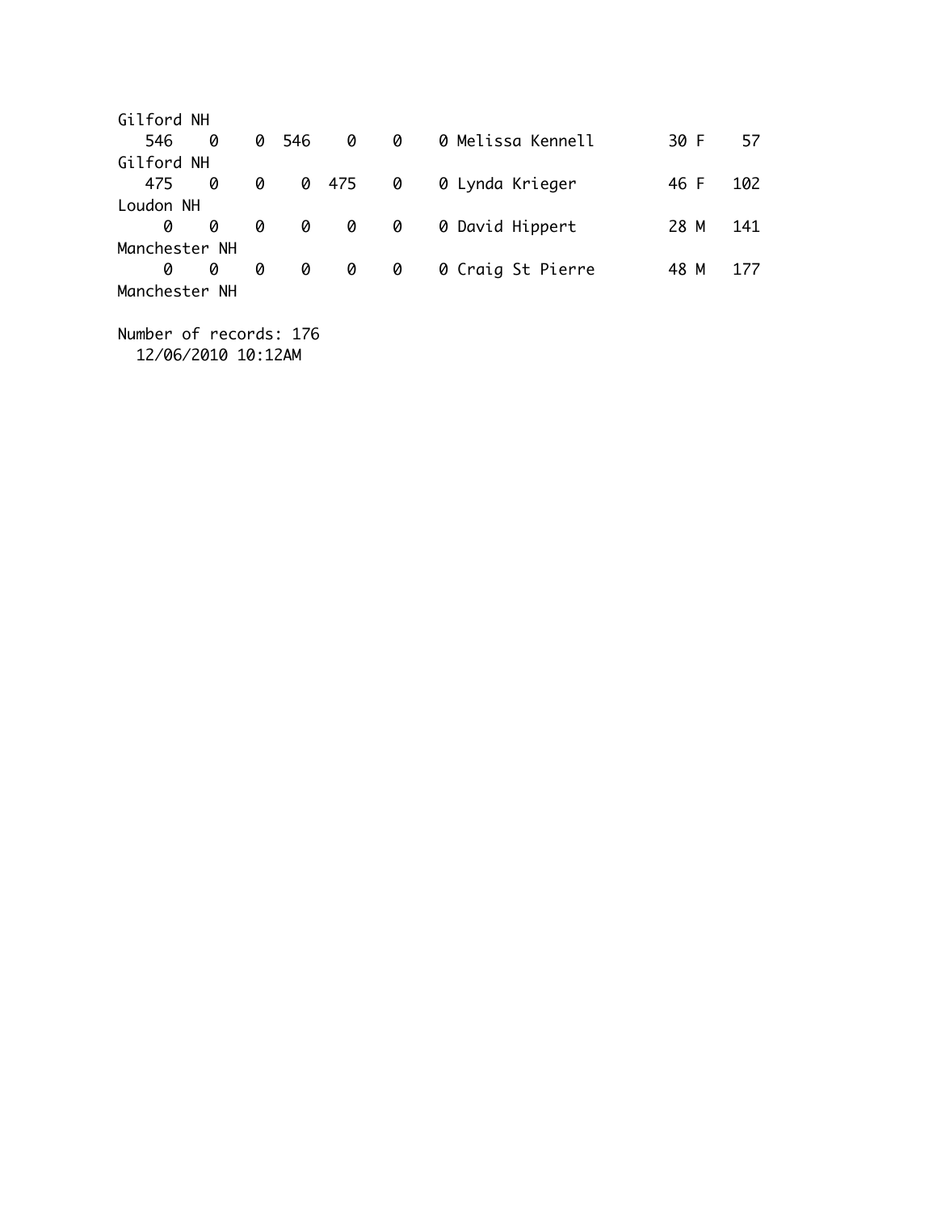```
Gilford NH
   546    0    0  546    0    0    0 Melissa Kennell        30 F    57
Gilford NH
   475    0    0    0  475    0    0 Lynda Krieger          46 F   102
Loudon NH
     0    0    0    0    0    0    0 David Hippert          28 M   141
Manchester NH
     0    0    0    0    0    0    0 Craig St Pierre        48 M   177
Manchester NH

Number of records: 176
  12/06/2010 10:12AM
```